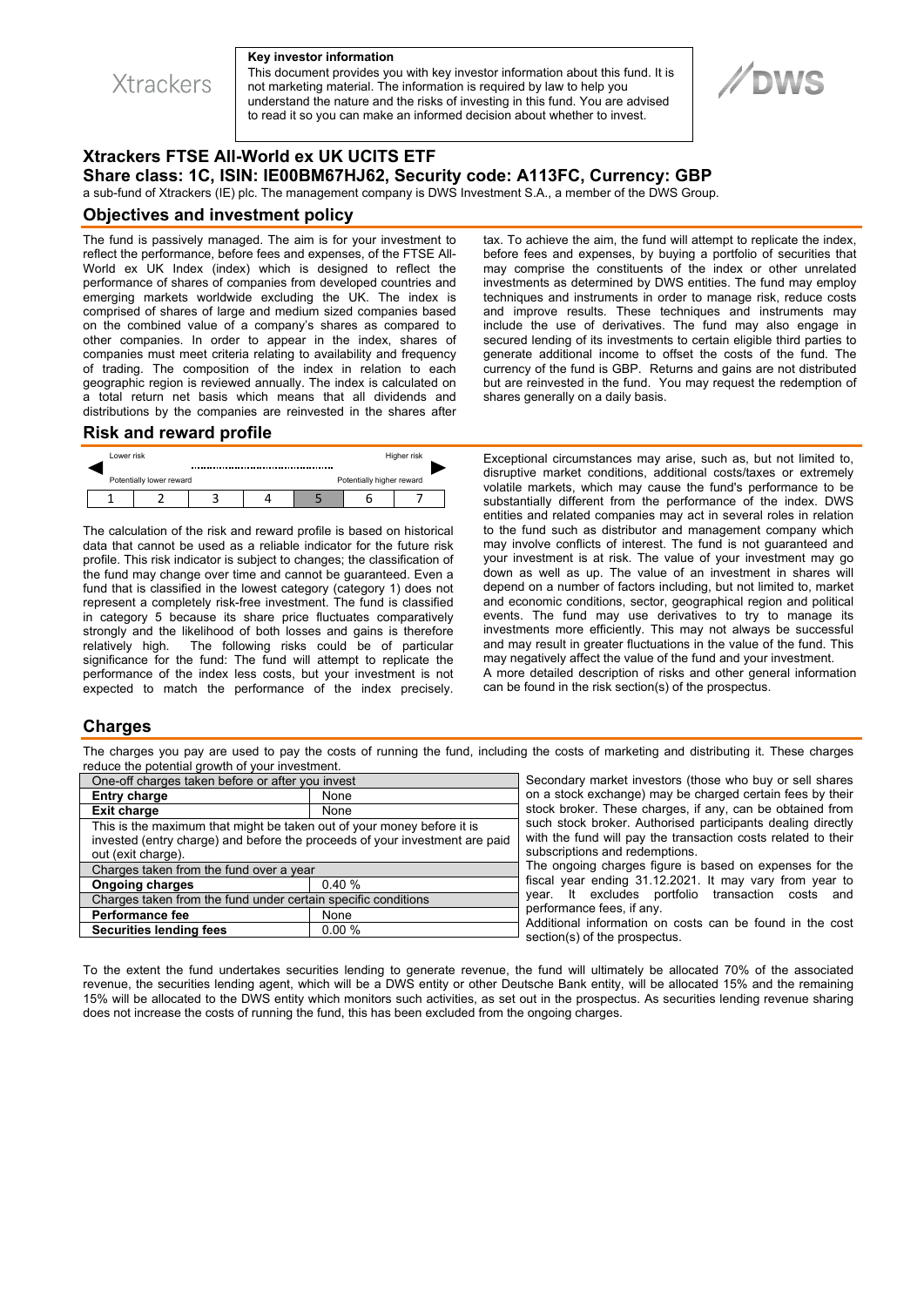Xtrackers

**Key investor information**

This document provides you with key investor information about this fund. It is not marketing material. The information is required by law to help you understand the nature and the risks of investing in this fund. You are advised to read it so you can make an informed decision about whether to invest.

DWS

# Xtrackers FTSE All-World ex UK UCITS ETF

## Share class: 1C, ISIN: IE00BM67HJ62, Security code: A113FC, Currency: GBP

a sub-fund of Xtrackers (IE) plc. The management company is DWS Investment S.A., a member of the DWS Group.

## Objectives and investment policy

The fund is passively managed. The aim is for your investment to reflect the performance, before fees and expenses, of the FTSE All-World ex UK Index (index) which is designed to reflect the performance of shares of companies from developed countries and emerging markets worldwide excluding the UK. The index is comprised of shares of large and medium sized companies based on the combined value of a company's shares as compared to other companies. In order to appear in the index, shares of companies must meet criteria relating to availability and frequency of trading. The composition of the index in relation to each geographic region is reviewed annually. The index is calculated on a total return net basis which means that all dividends and distributions by the companies are reinvested in the shares after tax. To achieve the aim, the fund will attempt to replicate the index, before fees and expenses, by buying a portfolio of securities that may comprise the constituents of the index or other unrelated investments as determined by DWS entities. The fund may employ techniques and instruments in order to manage risk, reduce costs and improve results. These techniques and instruments may include the use of derivatives. The fund may also engage in secured lending of its investments to certain eligible third parties to generate additional income to offset the costs of the fund. The currency of the fund is GBP. Returns and gains are not distributed but are reinvested in the fund. You may request the redemption of shares generally on a daily basis.

## Risk and reward profile

Lower risk — Higher risk

Potentially lower reward — Potentially higher reward

| 1 | 2 | 3 | 4 | **5** | 6 | 7 |
|---|---|---|---|---|---|---|

The calculation of the risk and reward profile is based on historical data that cannot be used as a reliable indicator for the future risk profile. This risk indicator is subject to changes; the classification of the fund may change over time and cannot be guaranteed. Even a fund that is classified in the lowest category (category 1) does not represent a completely risk-free investment. The fund is classified in category 5 because its share price fluctuates comparatively strongly and the likelihood of both losses and gains is therefore relatively high. The following risks could be of particular significance for the fund: The fund will attempt to replicate the performance of the index less costs, but your investment is not expected to match the performance of the index precisely. Exceptional circumstances may arise, such as, but not limited to, disruptive market conditions, additional costs/taxes or extremely volatile markets, which may cause the fund's performance to be substantially different from the performance of the index. DWS entities and related companies may act in several roles in relation to the fund such as distributor and management company which may involve conflicts of interest. The fund is not guaranteed and your investment is at risk. The value of your investment may go down as well as up. The value of an investment in shares will depend on a number of factors including, but not limited to, market and economic conditions, sector, geographical region and political events. The fund may use derivatives to try to manage its investments more efficiently. This may not always be successful and may result in greater fluctuations in the value of the fund. This may negatively affect the value of the fund and your investment.

A more detailed description of risks and other general information can be found in the risk section(s) of the prospectus.

## Charges

The charges you pay are used to pay the costs of running the fund, including the costs of marketing and distributing it. These charges reduce the potential growth of your investment.

| One-off charges taken before or after you invest | |
|---|---|
| **Entry charge** | None |
| **Exit charge** | None |
| This is the maximum that might be taken out of your money before it is invested (entry charge) and before the proceeds of your investment are paid out (exit charge). | |
| Charges taken from the fund over a year | |
| **Ongoing charges** | 0.40 % |
| Charges taken from the fund under certain specific conditions | |
| **Performance fee** | None |
| **Securities lending fees** | 0.00 % |

Secondary market investors (those who buy or sell shares on a stock exchange) may be charged certain fees by their stock broker. These charges, if any, can be obtained from such stock broker. Authorised participants dealing directly with the fund will pay the transaction costs related to their subscriptions and redemptions.

The ongoing charges figure is based on expenses for the fiscal year ending 31.12.2021. It may vary from year to year. It excludes portfolio transaction costs and performance fees, if any.

Additional information on costs can be found in the cost section(s) of the prospectus.

To the extent the fund undertakes securities lending to generate revenue, the fund will ultimately be allocated 70% of the associated revenue, the securities lending agent, which will be a DWS entity or other Deutsche Bank entity, will be allocated 15% and the remaining 15% will be allocated to the DWS entity which monitors such activities, as set out in the prospectus. As securities lending revenue sharing does not increase the costs of running the fund, this has been excluded from the ongoing charges.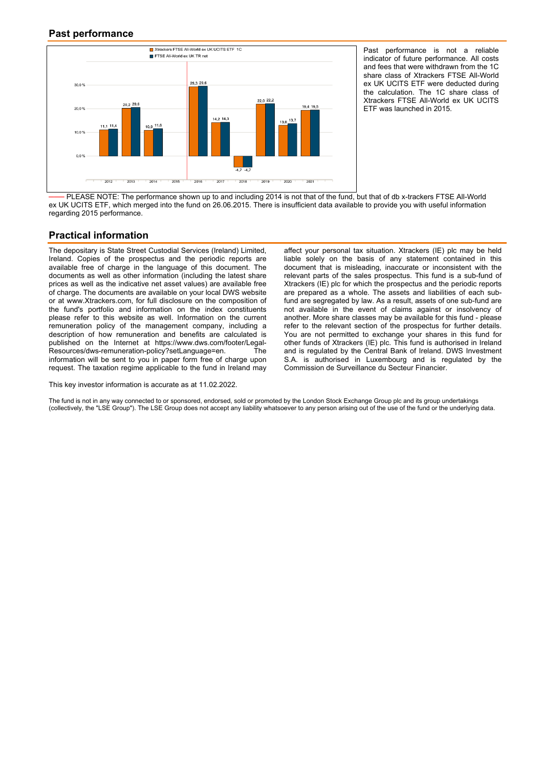## Past performance

Xtrackers FTSE All-World ex UK UCITS ETF 1C
FTSE All-World ex UK TR net

30,0 %
20,0 %
10,0 %
0,0 %

11,1 11,4
20,2 20,6
10,9 11,6
29,3 29,6
14,2 14,3
-4,7 -4,7
22,0 22,2
13,0 13,7
19,4 19,5

2012 2013 2014 2015 2016 2017 2018 2019 2020 2021

Past performance is not a reliable indicator of future performance. All costs and fees that were withdrawn from the 1C share class of Xtrackers FTSE All-World ex UK UCITS ETF were deducted during the calculation. The 1C share class of Xtrackers FTSE All-World ex UK UCITS ETF was launched in 2015.

—— PLEASE NOTE: The performance shown up to and including 2014 is not that of the fund, but that of db x-trackers FTSE All-World ex UK UCITS ETF, which merged into the fund on 26.06.2015. There is insufficient data available to provide you with useful information regarding 2015 performance.

## Practical information

The depositary is State Street Custodial Services (Ireland) Limited, Ireland. Copies of the prospectus and the periodic reports are available free of charge in the language of this document. The documents as well as other information (including the latest share prices as well as the indicative net asset values) are available free of charge. The documents are available on your local DWS website or at www.Xtrackers.com, for full disclosure on the composition of the fund's portfolio and information on the index constituents please refer to this website as well. Information on the current remuneration policy of the management company, including a description of how remuneration and benefits are calculated is published on the Internet at https://www.dws.com/footer/Legal-Resources/dws-remuneration-policy?setLanguage=en. The information will be sent to you in paper form free of charge upon request. The taxation regime applicable to the fund in Ireland may affect your personal tax situation. Xtrackers (IE) plc may be held liable solely on the basis of any statement contained in this document that is misleading, inaccurate or inconsistent with the relevant parts of the sales prospectus. This fund is a sub-fund of Xtrackers (IE) plc for which the prospectus and the periodic reports are prepared as a whole. The assets and liabilities of each sub-fund are segregated by law. As a result, assets of one sub-fund are not available in the event of claims against or insolvency of another. More share classes may be available for this fund - please refer to the relevant section of the prospectus for further details. You are not permitted to exchange your shares in this fund for other funds of Xtrackers (IE) plc. This fund is authorised in Ireland and is regulated by the Central Bank of Ireland. DWS Investment S.A. is authorised in Luxembourg and is regulated by the Commission de Surveillance du Secteur Financier.

This key investor information is accurate as at 11.02.2022.

The fund is not in any way connected to or sponsored, endorsed, sold or promoted by the London Stock Exchange Group plc and its group undertakings (collectively, the "LSE Group"). The LSE Group does not accept any liability whatsoever to any person arising out of the use of the fund or the underlying data.